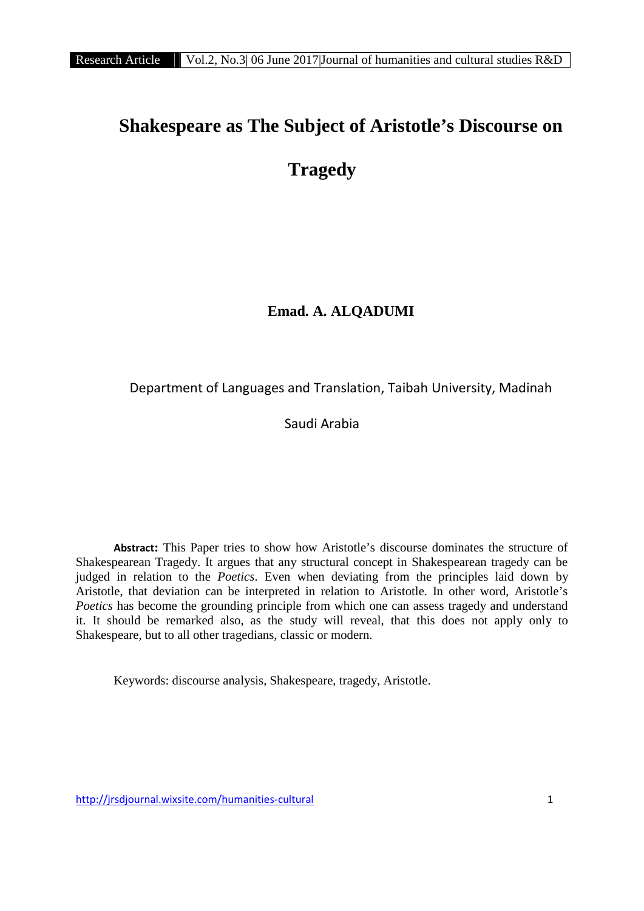# Shakespeare as The Subject of Aristotle's Discourse on Tragedy

**Emad. A. ALQADUMI**

Department of Languages and Translation, Taibah University, Madinah

Saudi Arabia

**Abstract:** This Paper tries to show how Aristotle's discourse dominates the structure of Shakespearean Tragedy. It argues that any structural concept in Shakespearean tragedy can be judged in relation to the *Poetics*. Even when deviating from the principles laid down by Aristotle, that deviation can be interpreted in relation to Aristotle. In other word, Aristotle's *Poetics* has become the grounding principle from which one can assess tragedy and understand it. It should be remarked also, as the study will reveal, that this does not apply only to Shakespeare, but to all other tragedians, classic or modern.

Keywords: discourse analysis, Shakespeare, tragedy, Aristotle.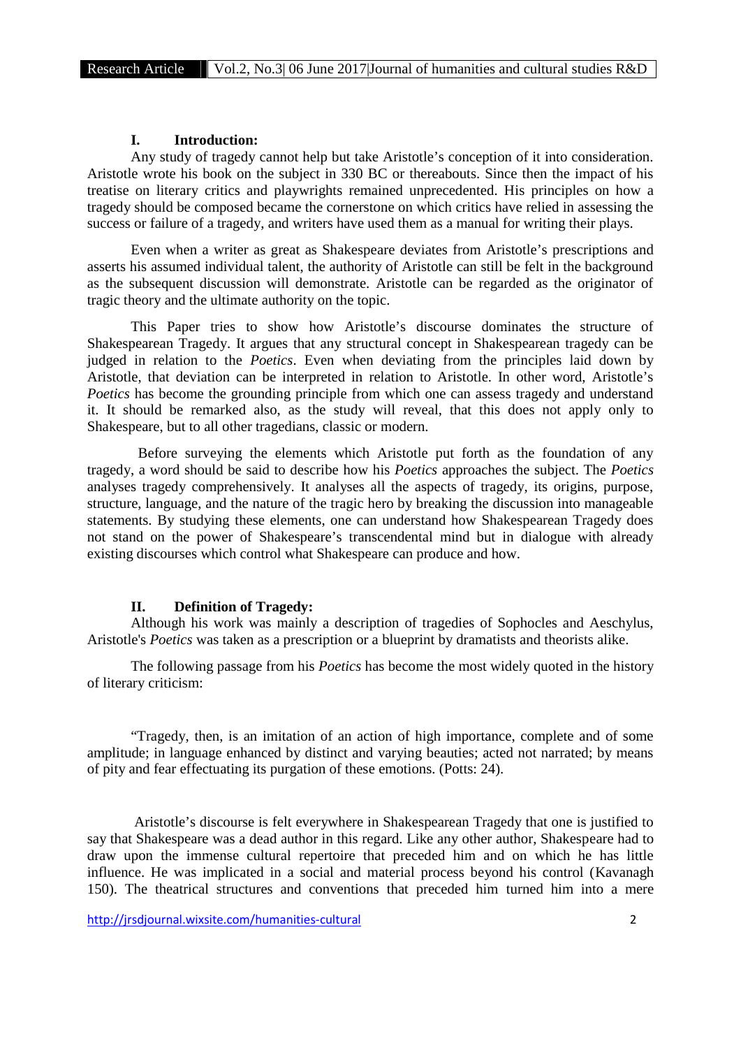## I. Introduction:

Any study of tragedy cannot help but take Aristotle's conception of it into consideration. Aristotle wrote his book on the subject in 330 BC or thereabouts. Since then the impact of his treatise on literary critics and playwrights remained unprecedented. His principles on how a tragedy should be composed became the cornerstone on which critics have relied in assessing the success or failure of a tragedy, and writers have used them as a manual for writing their plays.

Even when a writer as great as Shakespeare deviates from Aristotle's prescriptions and asserts his assumed individual talent, the authority of Aristotle can still be felt in the background as the subsequent discussion will demonstrate. Aristotle can be regarded as the originator of tragic theory and the ultimate authority on the topic.

This Paper tries to show how Aristotle's discourse dominates the structure of Shakespearean Tragedy. It argues that any structural concept in Shakespearean tragedy can be judged in relation to the *Poetics*. Even when deviating from the principles laid down by Aristotle, that deviation can be interpreted in relation to Aristotle. In other word, Aristotle's *Poetics* has become the grounding principle from which one can assess tragedy and understand it. It should be remarked also, as the study will reveal, that this does not apply only to Shakespeare, but to all other tragedians, classic or modern.

Before surveying the elements which Aristotle put forth as the foundation of any tragedy, a word should be said to describe how his *Poetics* approaches the subject. The *Poetics* analyses tragedy comprehensively. It analyses all the aspects of tragedy, its origins, purpose, structure, language, and the nature of the tragic hero by breaking the discussion into manageable statements. By studying these elements, one can understand how Shakespearean Tragedy does not stand on the power of Shakespeare's transcendental mind but in dialogue with already existing discourses which control what Shakespeare can produce and how.

## II. Definition of Tragedy:

Although his work was mainly a description of tragedies of Sophocles and Aeschylus, Aristotle's *Poetics* was taken as a prescription or a blueprint by dramatists and theorists alike.

The following passage from his *Poetics* has become the most widely quoted in the history of literary criticism:

"Tragedy, then, is an imitation of an action of high importance, complete and of some amplitude; in language enhanced by distinct and varying beauties; acted not narrated; by means of pity and fear effectuating its purgation of these emotions. (Potts: 24).

Aristotle's discourse is felt everywhere in Shakespearean Tragedy that one is justified to say that Shakespeare was a dead author in this regard. Like any other author, Shakespeare had to draw upon the immense cultural repertoire that preceded him and on which he has little influence. He was implicated in a social and material process beyond his control (Kavanagh 150). The theatrical structures and conventions that preceded him turned him into a mere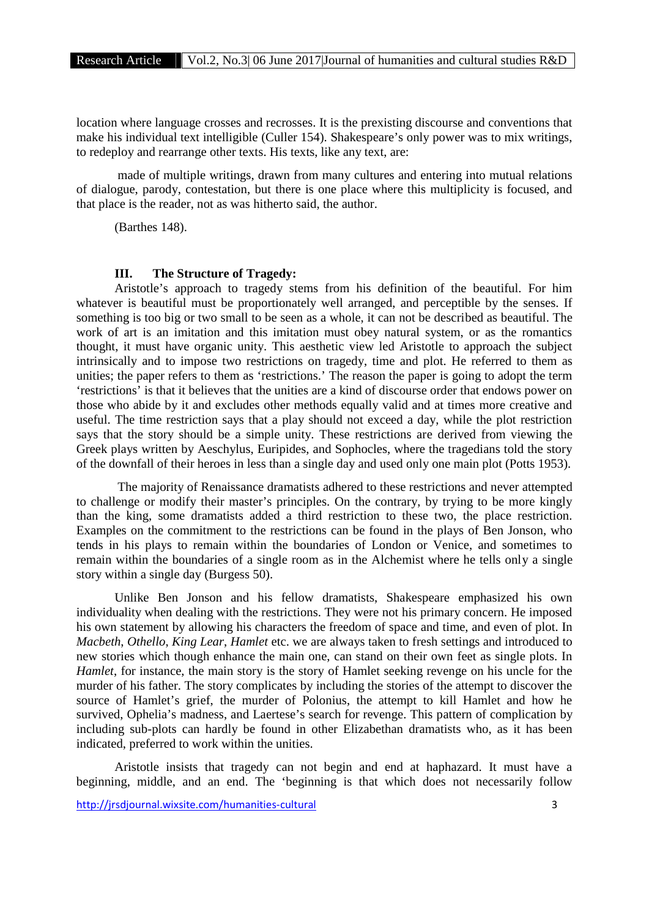location where language crosses and recrosses. It is the prexisting discourse and conventions that make his individual text intelligible (Culler 154). Shakespeare's only power was to mix writings, to redeploy and rearrange other texts. His texts, like any text, are:

> made of multiple writings, drawn from many cultures and entering into mutual relations of dialogue, parody, contestation, but there is one place where this multiplicity is focused, and that place is the reader, not as was hitherto said, the author.
>
> (Barthes 148).

### III. The Structure of Tragedy:

Aristotle's approach to tragedy stems from his definition of the beautiful. For him whatever is beautiful must be proportionately well arranged, and perceptible by the senses. If something is too big or two small to be seen as a whole, it can not be described as beautiful. The work of art is an imitation and this imitation must obey natural system, or as the romantics thought, it must have organic unity. This aesthetic view led Aristotle to approach the subject intrinsically and to impose two restrictions on tragedy, time and plot. He referred to them as unities; the paper refers to them as 'restrictions.' The reason the paper is going to adopt the term 'restrictions' is that it believes that the unities are a kind of discourse order that endows power on those who abide by it and excludes other methods equally valid and at times more creative and useful. The time restriction says that a play should not exceed a day, while the plot restriction says that the story should be a simple unity. These restrictions are derived from viewing the Greek plays written by Aeschylus, Euripides, and Sophocles, where the tragedians told the story of the downfall of their heroes in less than a single day and used only one main plot (Potts 1953).

The majority of Renaissance dramatists adhered to these restrictions and never attempted to challenge or modify their master's principles. On the contrary, by trying to be more kingly than the king, some dramatists added a third restriction to these two, the place restriction. Examples on the commitment to the restrictions can be found in the plays of Ben Jonson, who tends in his plays to remain within the boundaries of London or Venice, and sometimes to remain within the boundaries of a single room as in the Alchemist where he tells only a single story within a single day (Burgess 50).

Unlike Ben Jonson and his fellow dramatists, Shakespeare emphasized his own individuality when dealing with the restrictions. They were not his primary concern. He imposed his own statement by allowing his characters the freedom of space and time, and even of plot. In *Macbeth*, *Othello*, *King Lear*, *Hamlet* etc. we are always taken to fresh settings and introduced to new stories which though enhance the main one, can stand on their own feet as single plots. In *Hamlet*, for instance, the main story is the story of Hamlet seeking revenge on his uncle for the murder of his father. The story complicates by including the stories of the attempt to discover the source of Hamlet's grief, the murder of Polonius, the attempt to kill Hamlet and how he survived, Ophelia's madness, and Laertese's search for revenge. This pattern of complication by including sub-plots can hardly be found in other Elizabethan dramatists who, as it has been indicated, preferred to work within the unities.

Aristotle insists that tragedy can not begin and end at haphazard. It must have a beginning, middle, and an end. The 'beginning is that which does not necessarily follow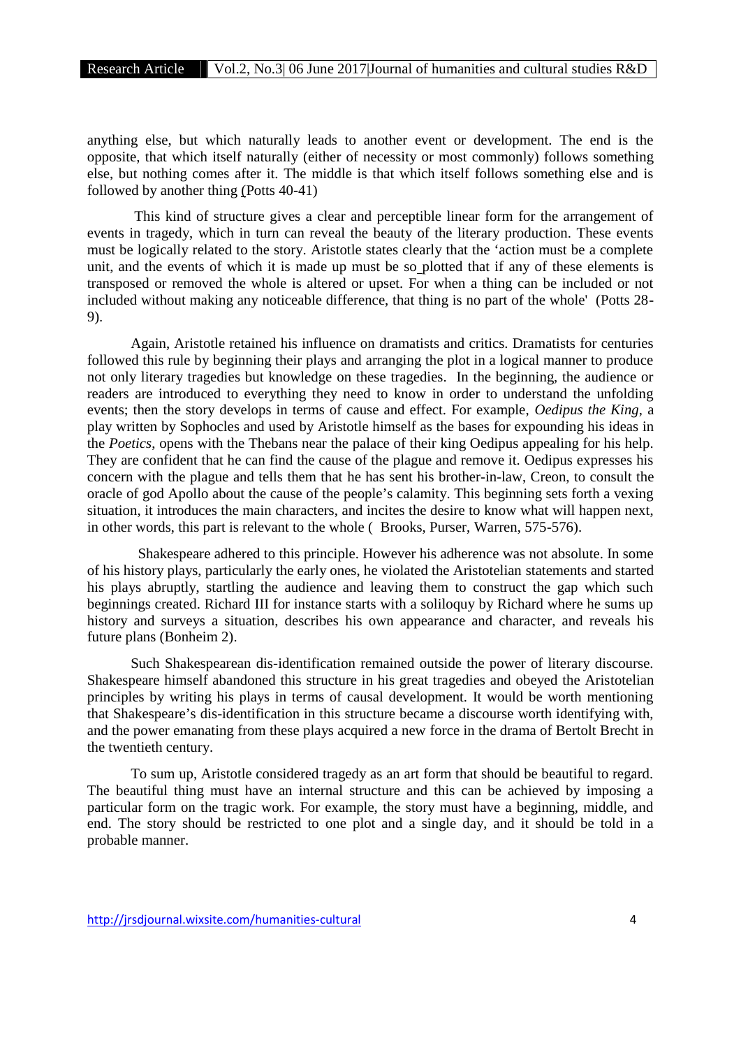anything else, but which naturally leads to another event or development. The end is the opposite, that which itself naturally (either of necessity or most commonly) follows something else, but nothing comes after it. The middle is that which itself follows something else and is followed by another thing (Potts 40-41)

This kind of structure gives a clear and perceptible linear form for the arrangement of events in tragedy, which in turn can reveal the beauty of the literary production. These events must be logically related to the story. Aristotle states clearly that the 'action must be a complete unit, and the events of which it is made up must be so plotted that if any of these elements is transposed or removed the whole is altered or upset. For when a thing can be included or not included without making any noticeable difference, that thing is no part of the whole' (Potts 28-9).

Again, Aristotle retained his influence on dramatists and critics. Dramatists for centuries followed this rule by beginning their plays and arranging the plot in a logical manner to produce not only literary tragedies but knowledge on these tragedies. In the beginning, the audience or readers are introduced to everything they need to know in order to understand the unfolding events; then the story develops in terms of cause and effect. For example, *Oedipus the King*, a play written by Sophocles and used by Aristotle himself as the bases for expounding his ideas in the *Poetics*, opens with the Thebans near the palace of their king Oedipus appealing for his help. They are confident that he can find the cause of the plague and remove it. Oedipus expresses his concern with the plague and tells them that he has sent his brother-in-law, Creon, to consult the oracle of god Apollo about the cause of the people's calamity. This beginning sets forth a vexing situation, it introduces the main characters, and incites the desire to know what will happen next, in other words, this part is relevant to the whole ( Brooks, Purser, Warren, 575-576).

Shakespeare adhered to this principle. However his adherence was not absolute. In some of his history plays, particularly the early ones, he violated the Aristotelian statements and started his plays abruptly, startling the audience and leaving them to construct the gap which such beginnings created. Richard III for instance starts with a soliloquy by Richard where he sums up history and surveys a situation, describes his own appearance and character, and reveals his future plans (Bonheim 2).

Such Shakespearean dis-identification remained outside the power of literary discourse. Shakespeare himself abandoned this structure in his great tragedies and obeyed the Aristotelian principles by writing his plays in terms of causal development. It would be worth mentioning that Shakespeare's dis-identification in this structure became a discourse worth identifying with, and the power emanating from these plays acquired a new force in the drama of Bertolt Brecht in the twentieth century.

To sum up, Aristotle considered tragedy as an art form that should be beautiful to regard. The beautiful thing must have an internal structure and this can be achieved by imposing a particular form on the tragic work. For example, the story must have a beginning, middle, and end. The story should be restricted to one plot and a single day, and it should be told in a probable manner.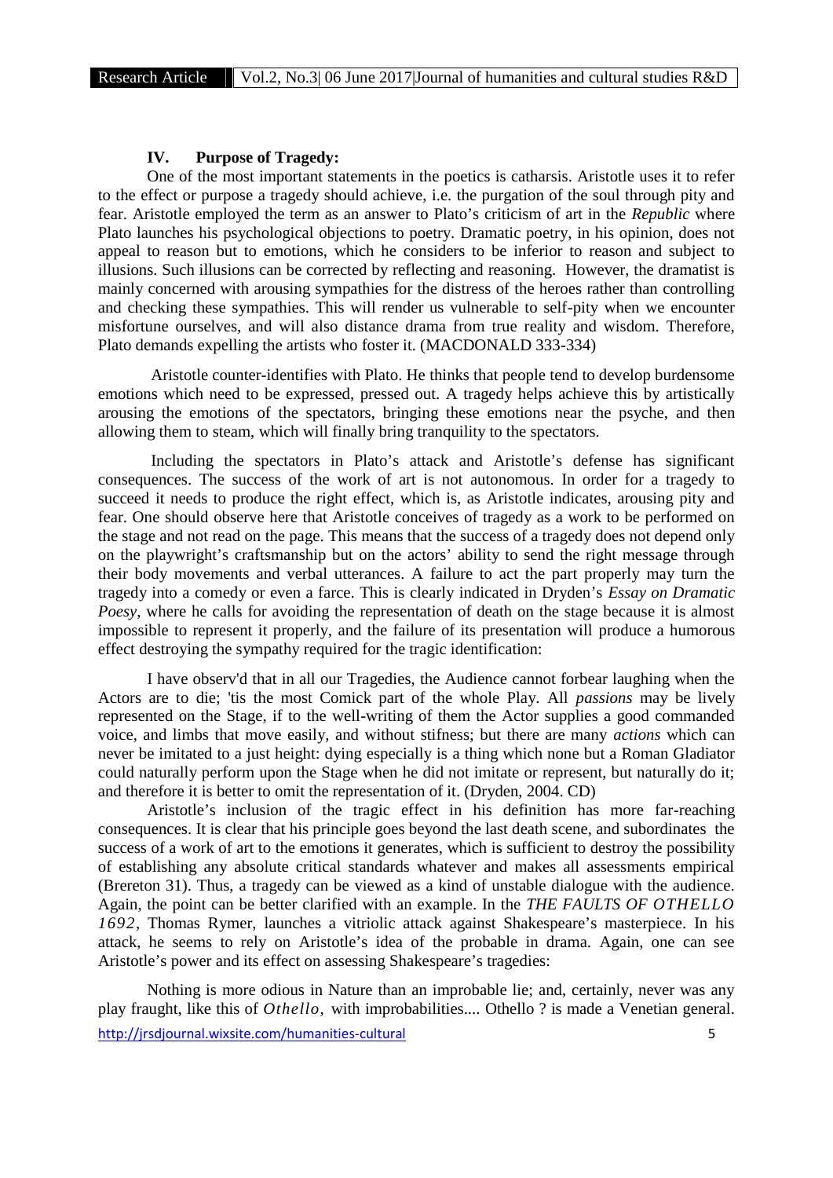### IV. Purpose of Tragedy:

One of the most important statements in the poetics is catharsis. Aristotle uses it to refer to the effect or purpose a tragedy should achieve, i.e. the purgation of the soul through pity and fear. Aristotle employed the term as an answer to Plato's criticism of art in the *Republic* where Plato launches his psychological objections to poetry. Dramatic poetry, in his opinion, does not appeal to reason but to emotions, which he considers to be inferior to reason and subject to illusions. Such illusions can be corrected by reflecting and reasoning. However, the dramatist is mainly concerned with arousing sympathies for the distress of the heroes rather than controlling and checking these sympathies. This will render us vulnerable to self-pity when we encounter misfortune ourselves, and will also distance drama from true reality and wisdom. Therefore, Plato demands expelling the artists who foster it. (MACDONALD 333-334)

Aristotle counter-identifies with Plato. He thinks that people tend to develop burdensome emotions which need to be expressed, pressed out. A tragedy helps achieve this by artistically arousing the emotions of the spectators, bringing these emotions near the psyche, and then allowing them to steam, which will finally bring tranquility to the spectators.

Including the spectators in Plato's attack and Aristotle's defense has significant consequences. The success of the work of art is not autonomous. In order for a tragedy to succeed it needs to produce the right effect, which is, as Aristotle indicates, arousing pity and fear. One should observe here that Aristotle conceives of tragedy as a work to be performed on the stage and not read on the page. This means that the success of a tragedy does not depend only on the playwright's craftsmanship but on the actors' ability to send the right message through their body movements and verbal utterances. A failure to act the part properly may turn the tragedy into a comedy or even a farce. This is clearly indicated in Dryden's *Essay on Dramatic Poesy*, where he calls for avoiding the representation of death on the stage because it is almost impossible to represent it properly, and the failure of its presentation will produce a humorous effect destroying the sympathy required for the tragic identification:

> I have observ'd that in all our Tragedies, the Audience cannot forbear laughing when the Actors are to die; 'tis the most Comick part of the whole Play. All *passions* may be lively represented on the Stage, if to the well-writing of them the Actor supplies a good commanded voice, and limbs that move easily, and without stifness; but there are many *actions* which can never be imitated to a just height: dying especially is a thing which none but a Roman Gladiator could naturally perform upon the Stage when he did not imitate or represent, but naturally do it; and therefore it is better to omit the representation of it. (Dryden, 2004. CD)

Aristotle's inclusion of the tragic effect in his definition has more far-reaching consequences. It is clear that his principle goes beyond the last death scene, and subordinates the success of a work of art to the emotions it generates, which is sufficient to destroy the possibility of establishing any absolute critical standards whatever and makes all assessments empirical (Brereton 31). Thus, a tragedy can be viewed as a kind of unstable dialogue with the audience. Again, the point can be better clarified with an example. In the *THE FAULTS OF OTHELLO 1692*, Thomas Rymer, launches a vitriolic attack against Shakespeare's masterpiece. In his attack, he seems to rely on Aristotle's idea of the probable in drama. Again, one can see Aristotle's power and its effect on assessing Shakespeare's tragedies:

> Nothing is more odious in Nature than an improbable lie; and, certainly, never was any play fraught, like this of *Othello,* with improbabilities.... Othello ? is made a Venetian general.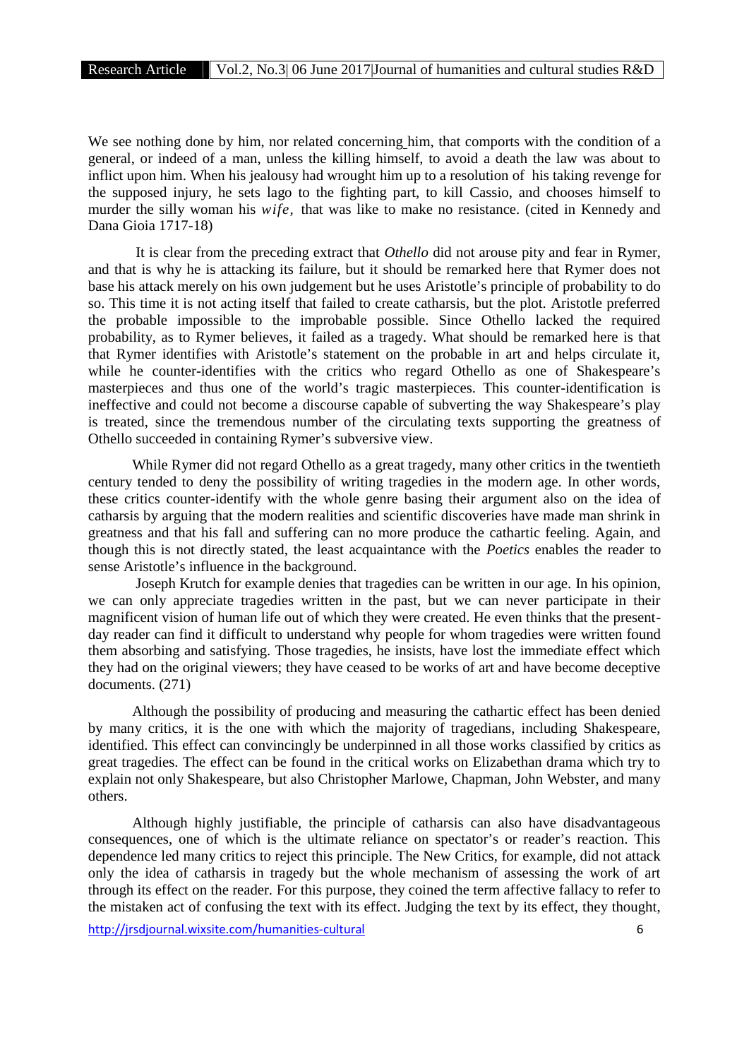We see nothing done by him, nor related concerning him, that comports with the condition of a general, or indeed of a man, unless the killing himself, to avoid a death the law was about to inflict upon him. When his jealousy had wrought him up to a resolution of his taking revenge for the supposed injury, he sets Iago to the fighting part, to kill Cassio, and chooses himself to murder the silly woman his *wife,* that was like to make no resistance. (cited in Kennedy and Dana Gioia 1717-18)

It is clear from the preceding extract that *Othello* did not arouse pity and fear in Rymer, and that is why he is attacking its failure, but it should be remarked here that Rymer does not base his attack merely on his own judgement but he uses Aristotle's principle of probability to do so. This time it is not acting itself that failed to create catharsis, but the plot. Aristotle preferred the probable impossible to the improbable possible. Since Othello lacked the required probability, as to Rymer believes, it failed as a tragedy. What should be remarked here is that that Rymer identifies with Aristotle's statement on the probable in art and helps circulate it, while he counter-identifies with the critics who regard Othello as one of Shakespeare's masterpieces and thus one of the world's tragic masterpieces. This counter-identification is ineffective and could not become a discourse capable of subverting the way Shakespeare's play is treated, since the tremendous number of the circulating texts supporting the greatness of Othello succeeded in containing Rymer's subversive view.

While Rymer did not regard Othello as a great tragedy, many other critics in the twentieth century tended to deny the possibility of writing tragedies in the modern age. In other words, these critics counter-identify with the whole genre basing their argument also on the idea of catharsis by arguing that the modern realities and scientific discoveries have made man shrink in greatness and that his fall and suffering can no more produce the cathartic feeling. Again, and though this is not directly stated, the least acquaintance with the *Poetics* enables the reader to sense Aristotle's influence in the background.

Joseph Krutch for example denies that tragedies can be written in our age. In his opinion, we can only appreciate tragedies written in the past, but we can never participate in their magnificent vision of human life out of which they were created. He even thinks that the present-day reader can find it difficult to understand why people for whom tragedies were written found them absorbing and satisfying. Those tragedies, he insists, have lost the immediate effect which they had on the original viewers; they have ceased to be works of art and have become deceptive documents. (271)

Although the possibility of producing and measuring the cathartic effect has been denied by many critics, it is the one with which the majority of tragedians, including Shakespeare, identified. This effect can convincingly be underpinned in all those works classified by critics as great tragedies. The effect can be found in the critical works on Elizabethan drama which try to explain not only Shakespeare, but also Christopher Marlowe, Chapman, John Webster, and many others.

Although highly justifiable, the principle of catharsis can also have disadvantageous consequences, one of which is the ultimate reliance on spectator's or reader's reaction. This dependence led many critics to reject this principle. The New Critics, for example, did not attack only the idea of catharsis in tragedy but the whole mechanism of assessing the work of art through its effect on the reader. For this purpose, they coined the term affective fallacy to refer to the mistaken act of confusing the text with its effect. Judging the text by its effect, they thought,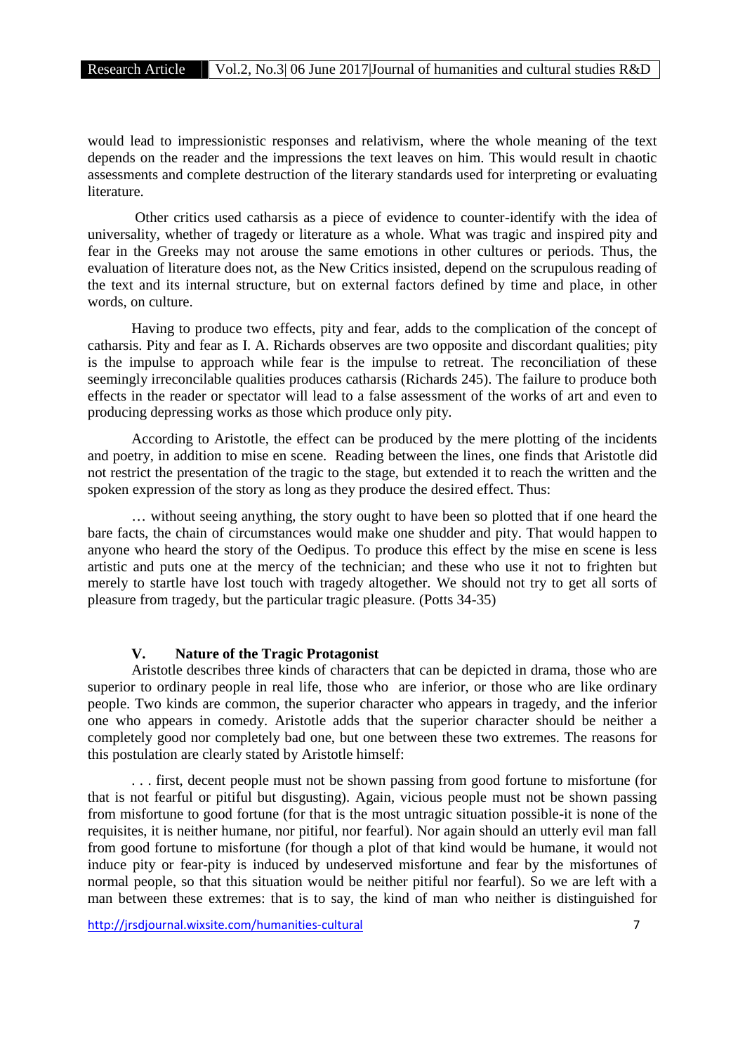would lead to impressionistic responses and relativism, where the whole meaning of the text depends on the reader and the impressions the text leaves on him. This would result in chaotic assessments and complete destruction of the literary standards used for interpreting or evaluating literature.

Other critics used catharsis as a piece of evidence to counter-identify with the idea of universality, whether of tragedy or literature as a whole. What was tragic and inspired pity and fear in the Greeks may not arouse the same emotions in other cultures or periods. Thus, the evaluation of literature does not, as the New Critics insisted, depend on the scrupulous reading of the text and its internal structure, but on external factors defined by time and place, in other words, on culture.

Having to produce two effects, pity and fear, adds to the complication of the concept of catharsis. Pity and fear as I. A. Richards observes are two opposite and discordant qualities; pity is the impulse to approach while fear is the impulse to retreat. The reconciliation of these seemingly irreconcilable qualities produces catharsis (Richards 245). The failure to produce both effects in the reader or spectator will lead to a false assessment of the works of art and even to producing depressing works as those which produce only pity.

According to Aristotle, the effect can be produced by the mere plotting of the incidents and poetry, in addition to mise en scene. Reading between the lines, one finds that Aristotle did not restrict the presentation of the tragic to the stage, but extended it to reach the written and the spoken expression of the story as long as they produce the desired effect. Thus:

> … without seeing anything, the story ought to have been so plotted that if one heard the bare facts, the chain of circumstances would make one shudder and pity. That would happen to anyone who heard the story of the Oedipus. To produce this effect by the mise en scene is less artistic and puts one at the mercy of the technician; and these who use it not to frighten but merely to startle have lost touch with tragedy altogether. We should not try to get all sorts of pleasure from tragedy, but the particular tragic pleasure. (Potts 34-35)

## V. Nature of the Tragic Protagonist

Aristotle describes three kinds of characters that can be depicted in drama, those who are superior to ordinary people in real life, those who are inferior, or those who are like ordinary people. Two kinds are common, the superior character who appears in tragedy, and the inferior one who appears in comedy. Aristotle adds that the superior character should be neither a completely good nor completely bad one, but one between these two extremes. The reasons for this postulation are clearly stated by Aristotle himself:

> . . . first, decent people must not be shown passing from good fortune to misfortune (for that is not fearful or pitiful but disgusting). Again, vicious people must not be shown passing from misfortune to good fortune (for that is the most untragic situation possible-it is none of the requisites, it is neither humane, nor pitiful, nor fearful). Nor again should an utterly evil man fall from good fortune to misfortune (for though a plot of that kind would be humane, it would not induce pity or fear-pity is induced by undeserved misfortune and fear by the misfortunes of normal people, so that this situation would be neither pitiful nor fearful). So we are left with a man between these extremes: that is to say, the kind of man who neither is distinguished for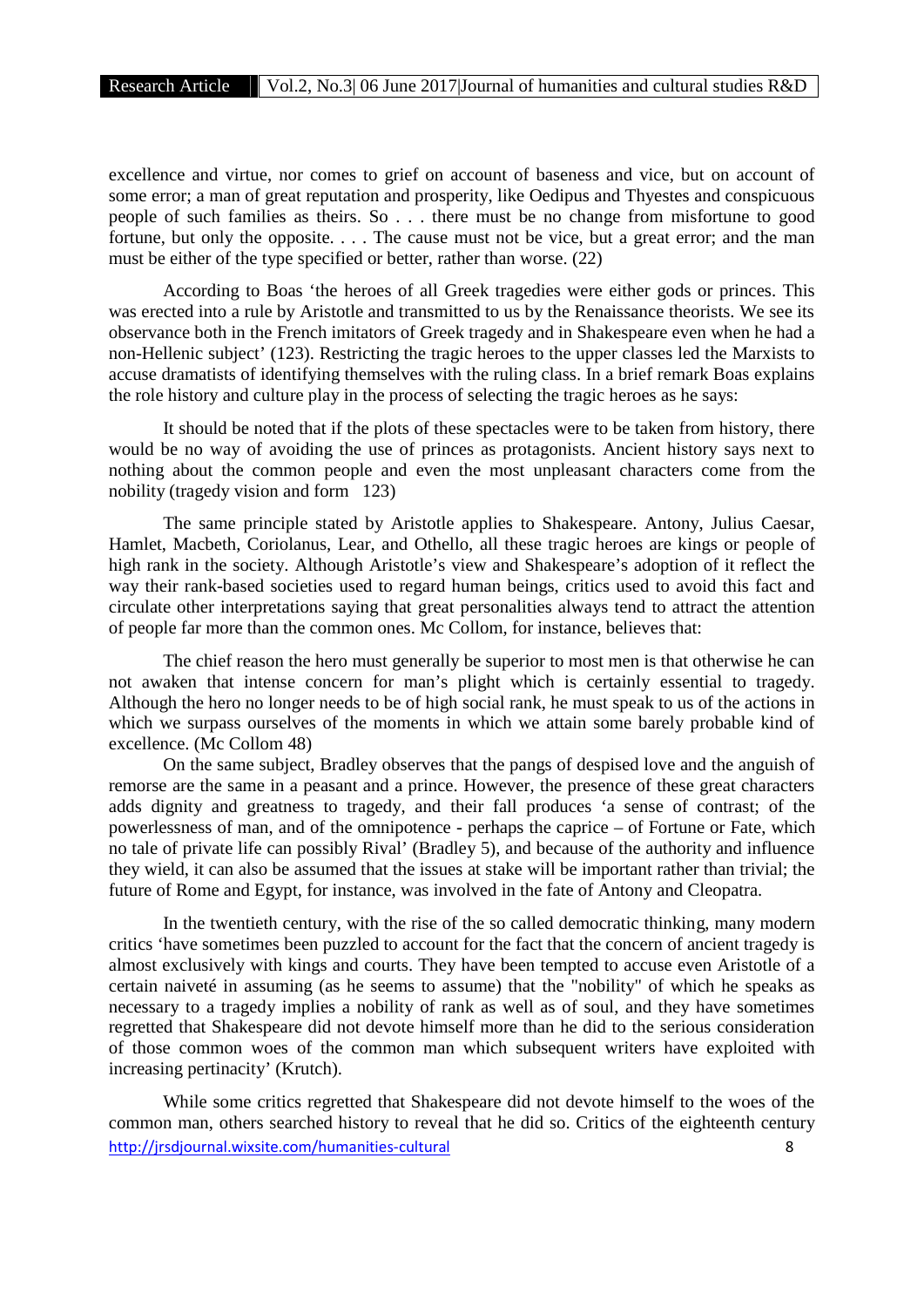excellence and virtue, nor comes to grief on account of baseness and vice, but on account of some error; a man of great reputation and prosperity, like Oedipus and Thyestes and conspicuous people of such families as theirs. So . . . there must be no change from misfortune to good fortune, but only the opposite. . . . The cause must not be vice, but a great error; and the man must be either of the type specified or better, rather than worse. (22)

According to Boas 'the heroes of all Greek tragedies were either gods or princes. This was erected into a rule by Aristotle and transmitted to us by the Renaissance theorists. We see its observance both in the French imitators of Greek tragedy and in Shakespeare even when he had a non-Hellenic subject' (123). Restricting the tragic heroes to the upper classes led the Marxists to accuse dramatists of identifying themselves with the ruling class. In a brief remark Boas explains the role history and culture play in the process of selecting the tragic heroes as he says:

> It should be noted that if the plots of these spectacles were to be taken from history, there would be no way of avoiding the use of princes as protagonists. Ancient history says next to nothing about the common people and even the most unpleasant characters come from the nobility (tragedy vision and form 123)

The same principle stated by Aristotle applies to Shakespeare. Antony, Julius Caesar, Hamlet, Macbeth, Coriolanus, Lear, and Othello, all these tragic heroes are kings or people of high rank in the society. Although Aristotle's view and Shakespeare's adoption of it reflect the way their rank-based societies used to regard human beings, critics used to avoid this fact and circulate other interpretations saying that great personalities always tend to attract the attention of people far more than the common ones. Mc Collom, for instance, believes that:

> The chief reason the hero must generally be superior to most men is that otherwise he can not awaken that intense concern for man's plight which is certainly essential to tragedy. Although the hero no longer needs to be of high social rank, he must speak to us of the actions in which we surpass ourselves of the moments in which we attain some barely probable kind of excellence. (Mc Collom 48)

On the same subject, Bradley observes that the pangs of despised love and the anguish of remorse are the same in a peasant and a prince. However, the presence of these great characters adds dignity and greatness to tragedy, and their fall produces 'a sense of contrast; of the powerlessness of man, and of the omnipotence - perhaps the caprice – of Fortune or Fate, which no tale of private life can possibly Rival' (Bradley 5), and because of the authority and influence they wield, it can also be assumed that the issues at stake will be important rather than trivial; the future of Rome and Egypt, for instance, was involved in the fate of Antony and Cleopatra.

In the twentieth century, with the rise of the so called democratic thinking, many modern critics 'have sometimes been puzzled to account for the fact that the concern of ancient tragedy is almost exclusively with kings and courts. They have been tempted to accuse even Aristotle of a certain naiveté in assuming (as he seems to assume) that the "nobility" of which he speaks as necessary to a tragedy implies a nobility of rank as well as of soul, and they have sometimes regretted that Shakespeare did not devote himself more than he did to the serious consideration of those common woes of the common man which subsequent writers have exploited with increasing pertinacity' (Krutch).

While some critics regretted that Shakespeare did not devote himself to the woes of the common man, others searched history to reveal that he did so. Critics of the eighteenth century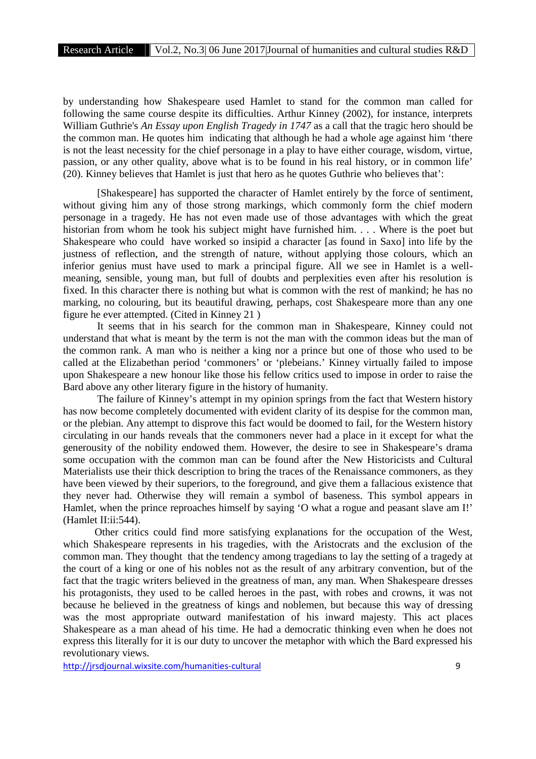by understanding how Shakespeare used Hamlet to stand for the common man called for following the same course despite its difficulties. Arthur Kinney (2002), for instance, interprets William Guthrie's *An Essay upon English Tragedy in 1747* as a call that the tragic hero should be the common man. He quotes him indicating that although he had a whole age against him 'there is not the least necessity for the chief personage in a play to have either courage, wisdom, virtue, passion, or any other quality, above what is to be found in his real history, or in common life' (20). Kinney believes that Hamlet is just that hero as he quotes Guthrie who believes that':

> [Shakespeare] has supported the character of Hamlet entirely by the force of sentiment, without giving him any of those strong markings, which commonly form the chief modern personage in a tragedy. He has not even made use of those advantages with which the great historian from whom he took his subject might have furnished him. . . . Where is the poet but Shakespeare who could have worked so insipid a character [as found in Saxo] into life by the justness of reflection, and the strength of nature, without applying those colours, which an inferior genius must have used to mark a principal figure. All we see in Hamlet is a well-meaning, sensible, young man, but full of doubts and perplexities even after his resolution is fixed. In this character there is nothing but what is common with the rest of mankind; he has no marking, no colouring, but its beautiful drawing, perhaps, cost Shakespeare more than any one figure he ever attempted. (Cited in Kinney 21 )

It seems that in his search for the common man in Shakespeare, Kinney could not understand that what is meant by the term is not the man with the common ideas but the man of the common rank. A man who is neither a king nor a prince but one of those who used to be called at the Elizabethan period 'commoners' or 'plebeians.' Kinney virtually failed to impose upon Shakespeare a new honour like those his fellow critics used to impose in order to raise the Bard above any other literary figure in the history of humanity.

The failure of Kinney's attempt in my opinion springs from the fact that Western history has now become completely documented with evident clarity of its despise for the common man, or the plebian. Any attempt to disprove this fact would be doomed to fail, for the Western history circulating in our hands reveals that the commoners never had a place in it except for what the generousity of the nobility endowed them. However, the desire to see in Shakespeare's drama some occupation with the common man can be found after the New Historicists and Cultural Materialists use their thick description to bring the traces of the Renaissance commoners, as they have been viewed by their superiors, to the foreground, and give them a fallacious existence that they never had. Otherwise they will remain a symbol of baseness. This symbol appears in Hamlet, when the prince reproaches himself by saying 'O what a rogue and peasant slave am I!' (Hamlet II:ii:544).

Other critics could find more satisfying explanations for the occupation of the West, which Shakespeare represents in his tragedies, with the Aristocrats and the exclusion of the common man. They thought that the tendency among tragedians to lay the setting of a tragedy at the court of a king or one of his nobles not as the result of any arbitrary convention, but of the fact that the tragic writers believed in the greatness of man, any man. When Shakespeare dresses his protagonists, they used to be called heroes in the past, with robes and crowns, it was not because he believed in the greatness of kings and noblemen, but because this way of dressing was the most appropriate outward manifestation of his inward majesty. This act places Shakespeare as a man ahead of his time. He had a democratic thinking even when he does not express this literally for it is our duty to uncover the metaphor with which the Bard expressed his revolutionary views.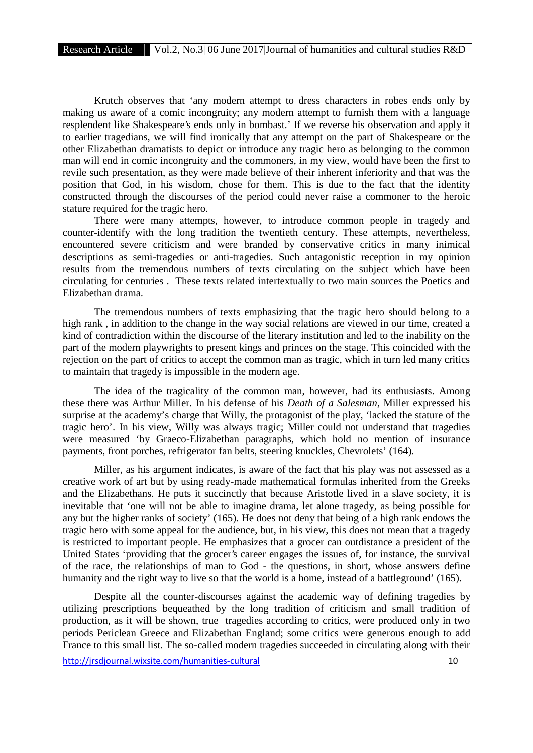Krutch observes that 'any modern attempt to dress characters in robes ends only by making us aware of a comic incongruity; any modern attempt to furnish them with a language resplendent like Shakespeare's ends only in bombast.' If we reverse his observation and apply it to earlier tragedians, we will find ironically that any attempt on the part of Shakespeare or the other Elizabethan dramatists to depict or introduce any tragic hero as belonging to the common man will end in comic incongruity and the commoners, in my view, would have been the first to revile such presentation, as they were made believe of their inherent inferiority and that was the position that God, in his wisdom, chose for them. This is due to the fact that the identity constructed through the discourses of the period could never raise a commoner to the heroic stature required for the tragic hero.

There were many attempts, however, to introduce common people in tragedy and counter-identify with the long tradition the twentieth century. These attempts, nevertheless, encountered severe criticism and were branded by conservative critics in many inimical descriptions as semi-tragedies or anti-tragedies. Such antagonistic reception in my opinion results from the tremendous numbers of texts circulating on the subject which have been circulating for centuries . These texts related intertextually to two main sources the Poetics and Elizabethan drama.

The tremendous numbers of texts emphasizing that the tragic hero should belong to a high rank , in addition to the change in the way social relations are viewed in our time, created a kind of contradiction within the discourse of the literary institution and led to the inability on the part of the modern playwrights to present kings and princes on the stage. This coincided with the rejection on the part of critics to accept the common man as tragic, which in turn led many critics to maintain that tragedy is impossible in the modern age.

The idea of the tragicality of the common man, however, had its enthusiasts. Among these there was Arthur Miller. In his defense of his *Death of a Salesman*, Miller expressed his surprise at the academy's charge that Willy, the protagonist of the play, 'lacked the stature of the tragic hero'. In his view, Willy was always tragic; Miller could not understand that tragedies were measured 'by Graeco-Elizabethan paragraphs, which hold no mention of insurance payments, front porches, refrigerator fan belts, steering knuckles, Chevrolets' (164).

Miller, as his argument indicates, is aware of the fact that his play was not assessed as a creative work of art but by using ready-made mathematical formulas inherited from the Greeks and the Elizabethans. He puts it succinctly that because Aristotle lived in a slave society, it is inevitable that 'one will not be able to imagine drama, let alone tragedy, as being possible for any but the higher ranks of society' (165). He does not deny that being of a high rank endows the tragic hero with some appeal for the audience, but, in his view, this does not mean that a tragedy is restricted to important people. He emphasizes that a grocer can outdistance a president of the United States 'providing that the grocer's career engages the issues of, for instance, the survival of the race, the relationships of man to God - the questions, in short, whose answers define humanity and the right way to live so that the world is a home, instead of a battleground' (165).

Despite all the counter-discourses against the academic way of defining tragedies by utilizing prescriptions bequeathed by the long tradition of criticism and small tradition of production, as it will be shown, true tragedies according to critics, were produced only in two periods Periclean Greece and Elizabethan England; some critics were generous enough to add France to this small list. The so-called modern tragedies succeeded in circulating along with their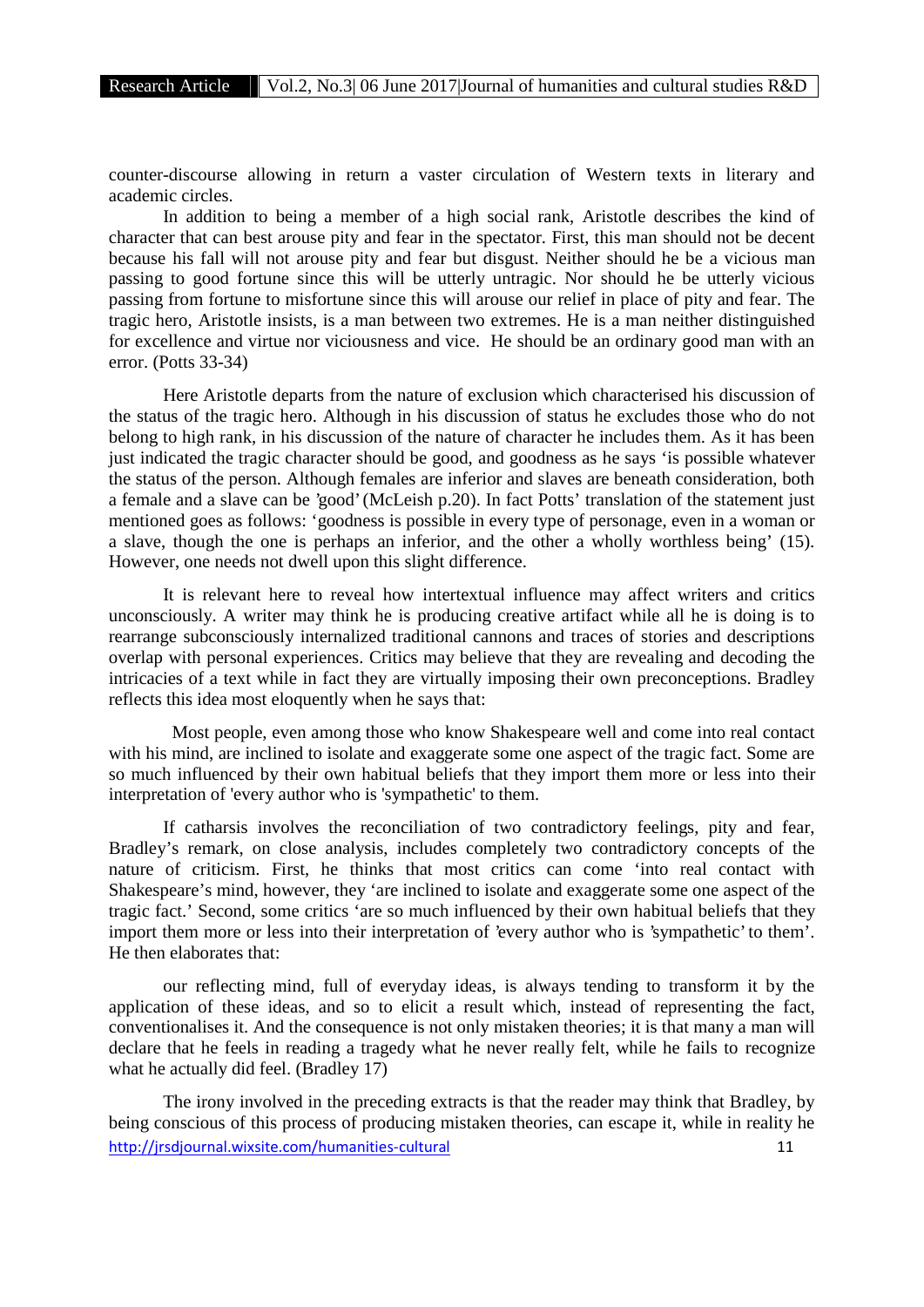counter-discourse allowing in return a vaster circulation of Western texts in literary and academic circles.

In addition to being a member of a high social rank, Aristotle describes the kind of character that can best arouse pity and fear in the spectator. First, this man should not be decent because his fall will not arouse pity and fear but disgust. Neither should he be a vicious man passing to good fortune since this will be utterly untragic. Nor should he be utterly vicious passing from fortune to misfortune since this will arouse our relief in place of pity and fear. The tragic hero, Aristotle insists, is a man between two extremes. He is a man neither distinguished for excellence and virtue nor viciousness and vice. He should be an ordinary good man with an error. (Potts 33-34)

Here Aristotle departs from the nature of exclusion which characterised his discussion of the status of the tragic hero. Although in his discussion of status he excludes those who do not belong to high rank, in his discussion of the nature of character he includes them. As it has been just indicated the tragic character should be good, and goodness as he says 'is possible whatever the status of the person. Although females are inferior and slaves are beneath consideration, both a female and a slave can be 'good' (McLeish p.20). In fact Potts' translation of the statement just mentioned goes as follows: 'goodness is possible in every type of personage, even in a woman or a slave, though the one is perhaps an inferior, and the other a wholly worthless being' (15). However, one needs not dwell upon this slight difference.

It is relevant here to reveal how intertextual influence may affect writers and critics unconsciously. A writer may think he is producing creative artifact while all he is doing is to rearrange subconsciously internalized traditional cannons and traces of stories and descriptions overlap with personal experiences. Critics may believe that they are revealing and decoding the intricacies of a text while in fact they are virtually imposing their own preconceptions. Bradley reflects this idea most eloquently when he says that:

> Most people, even among those who know Shakespeare well and come into real contact with his mind, are inclined to isolate and exaggerate some one aspect of the tragic fact. Some are so much influenced by their own habitual beliefs that they import them more or less into their interpretation of 'every author who is 'sympathetic' to them.

If catharsis involves the reconciliation of two contradictory feelings, pity and fear, Bradley's remark, on close analysis, includes completely two contradictory concepts of the nature of criticism. First, he thinks that most critics can come 'into real contact with Shakespeare's mind, however, they 'are inclined to isolate and exaggerate some one aspect of the tragic fact.' Second, some critics 'are so much influenced by their own habitual beliefs that they import them more or less into their interpretation of 'every author who is 'sympathetic' to them'. He then elaborates that:

> our reflecting mind, full of everyday ideas, is always tending to transform it by the application of these ideas, and so to elicit a result which, instead of representing the fact, conventionalises it. And the consequence is not only mistaken theories; it is that many a man will declare that he feels in reading a tragedy what he never really felt, while he fails to recognize what he actually did feel. (Bradley 17)

The irony involved in the preceding extracts is that the reader may think that Bradley, by being conscious of this process of producing mistaken theories, can escape it, while in reality he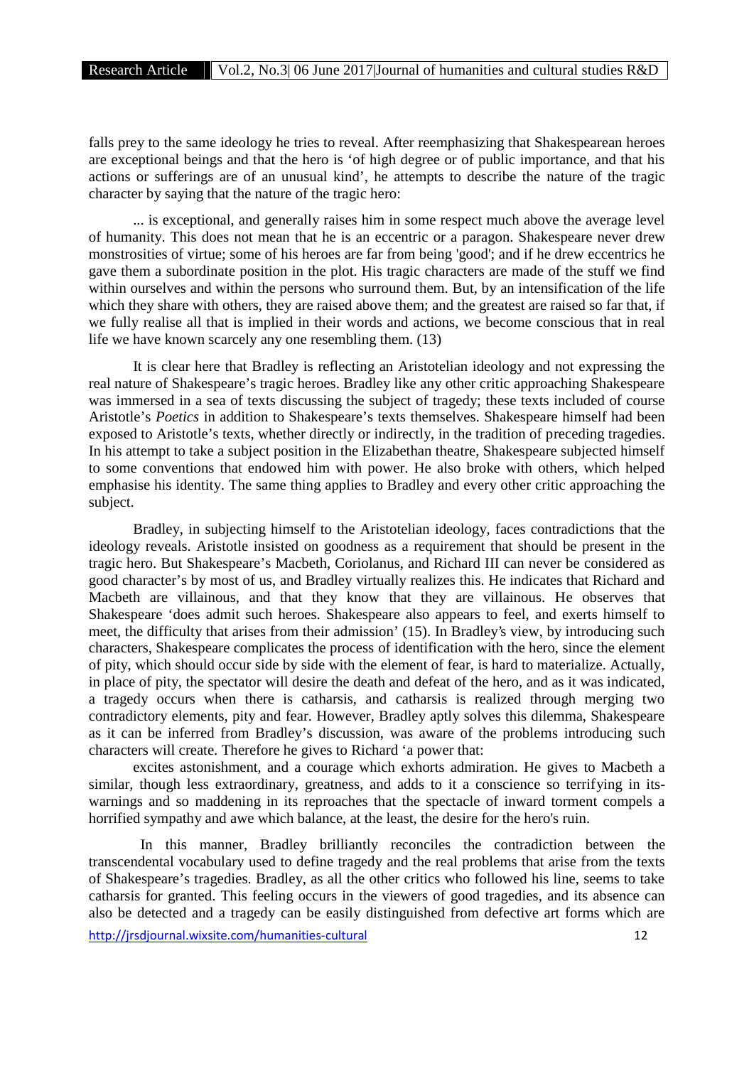falls prey to the same ideology he tries to reveal. After reemphasizing that Shakespearean heroes are exceptional beings and that the hero is 'of high degree or of public importance, and that his actions or sufferings are of an unusual kind', he attempts to describe the nature of the tragic character by saying that the nature of the tragic hero:

> ... is exceptional, and generally raises him in some respect much above the average level of humanity. This does not mean that he is an eccentric or a paragon. Shakespeare never drew monstrosities of virtue; some of his heroes are far from being 'good'; and if he drew eccentrics he gave them a subordinate position in the plot. His tragic characters are made of the stuff we find within ourselves and within the persons who surround them. But, by an intensification of the life which they share with others, they are raised above them; and the greatest are raised so far that, if we fully realise all that is implied in their words and actions, we become conscious that in real life we have known scarcely any one resembling them. (13)

It is clear here that Bradley is reflecting an Aristotelian ideology and not expressing the real nature of Shakespeare's tragic heroes. Bradley like any other critic approaching Shakespeare was immersed in a sea of texts discussing the subject of tragedy; these texts included of course Aristotle's *Poetics* in addition to Shakespeare's texts themselves. Shakespeare himself had been exposed to Aristotle's texts, whether directly or indirectly, in the tradition of preceding tragedies. In his attempt to take a subject position in the Elizabethan theatre, Shakespeare subjected himself to some conventions that endowed him with power. He also broke with others, which helped emphasise his identity. The same thing applies to Bradley and every other critic approaching the subject.

Bradley, in subjecting himself to the Aristotelian ideology, faces contradictions that the ideology reveals. Aristotle insisted on goodness as a requirement that should be present in the tragic hero. But Shakespeare's Macbeth, Coriolanus, and Richard III can never be considered as good character's by most of us, and Bradley virtually realizes this. He indicates that Richard and Macbeth are villainous, and that they know that they are villainous. He observes that Shakespeare 'does admit such heroes. Shakespeare also appears to feel, and exerts himself to meet, the difficulty that arises from their admission' (15). In Bradley's view, by introducing such characters, Shakespeare complicates the process of identification with the hero, since the element of pity, which should occur side by side with the element of fear, is hard to materialize. Actually, in place of pity, the spectator will desire the death and defeat of the hero, and as it was indicated, a tragedy occurs when there is catharsis, and catharsis is realized through merging two contradictory elements, pity and fear. However, Bradley aptly solves this dilemma, Shakespeare as it can be inferred from Bradley's discussion, was aware of the problems introducing such characters will create. Therefore he gives to Richard 'a power that:

> excites astonishment, and a courage which exhorts admiration. He gives to Macbeth a similar, though less extraordinary, greatness, and adds to it a conscience so terrifying in its-warnings and so maddening in its reproaches that the spectacle of inward torment compels a horrified sympathy and awe which balance, at the least, the desire for the hero's ruin.

In this manner, Bradley brilliantly reconciles the contradiction between the transcendental vocabulary used to define tragedy and the real problems that arise from the texts of Shakespeare's tragedies. Bradley, as all the other critics who followed his line, seems to take catharsis for granted. This feeling occurs in the viewers of good tragedies, and its absence can also be detected and a tragedy can be easily distinguished from defective art forms which are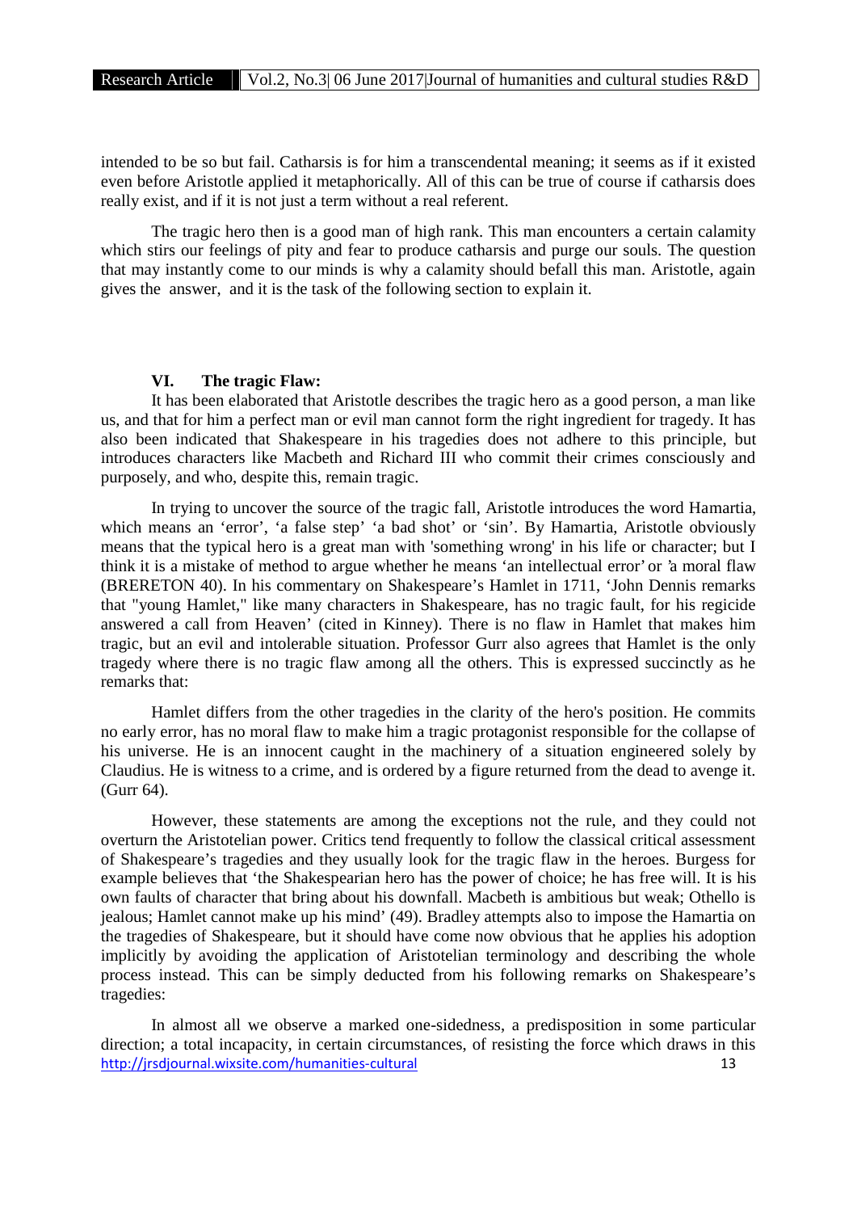intended to be so but fail. Catharsis is for him a transcendental meaning; it seems as if it existed even before Aristotle applied it metaphorically. All of this can be true of course if catharsis does really exist, and if it is not just a term without a real referent.

The tragic hero then is a good man of high rank. This man encounters a certain calamity which stirs our feelings of pity and fear to produce catharsis and purge our souls. The question that may instantly come to our minds is why a calamity should befall this man. Aristotle, again gives the answer, and it is the task of the following section to explain it.

## VI. The tragic Flaw:

It has been elaborated that Aristotle describes the tragic hero as a good person, a man like us, and that for him a perfect man or evil man cannot form the right ingredient for tragedy. It has also been indicated that Shakespeare in his tragedies does not adhere to this principle, but introduces characters like Macbeth and Richard III who commit their crimes consciously and purposely, and who, despite this, remain tragic.

In trying to uncover the source of the tragic fall, Aristotle introduces the word Hamartia, which means an 'error', 'a false step' 'a bad shot' or 'sin'. By Hamartia, Aristotle obviously means that the typical hero is a great man with 'something wrong' in his life or character; but I think it is a mistake of method to argue whether he means 'an intellectual error' or 'a moral flaw (BRERETON 40). In his commentary on Shakespeare's Hamlet in 1711, 'John Dennis remarks that "young Hamlet," like many characters in Shakespeare, has no tragic fault, for his regicide answered a call from Heaven' (cited in Kinney). There is no flaw in Hamlet that makes him tragic, but an evil and intolerable situation. Professor Gurr also agrees that Hamlet is the only tragedy where there is no tragic flaw among all the others. This is expressed succinctly as he remarks that:

> Hamlet differs from the other tragedies in the clarity of the hero's position. He commits no early error, has no moral flaw to make him a tragic protagonist responsible for the collapse of his universe. He is an innocent caught in the machinery of a situation engineered solely by Claudius. He is witness to a crime, and is ordered by a figure returned from the dead to avenge it. (Gurr 64).

However, these statements are among the exceptions not the rule, and they could not overturn the Aristotelian power. Critics tend frequently to follow the classical critical assessment of Shakespeare's tragedies and they usually look for the tragic flaw in the heroes. Burgess for example believes that 'the Shakespearian hero has the power of choice; he has free will. It is his own faults of character that bring about his downfall. Macbeth is ambitious but weak; Othello is jealous; Hamlet cannot make up his mind' (49). Bradley attempts also to impose the Hamartia on the tragedies of Shakespeare, but it should have come now obvious that he applies his adoption implicitly by avoiding the application of Aristotelian terminology and describing the whole process instead. This can be simply deducted from his following remarks on Shakespeare's tragedies:

> In almost all we observe a marked one-sidedness, a predisposition in some particular direction; a total incapacity, in certain circumstances, of resisting the force which draws in this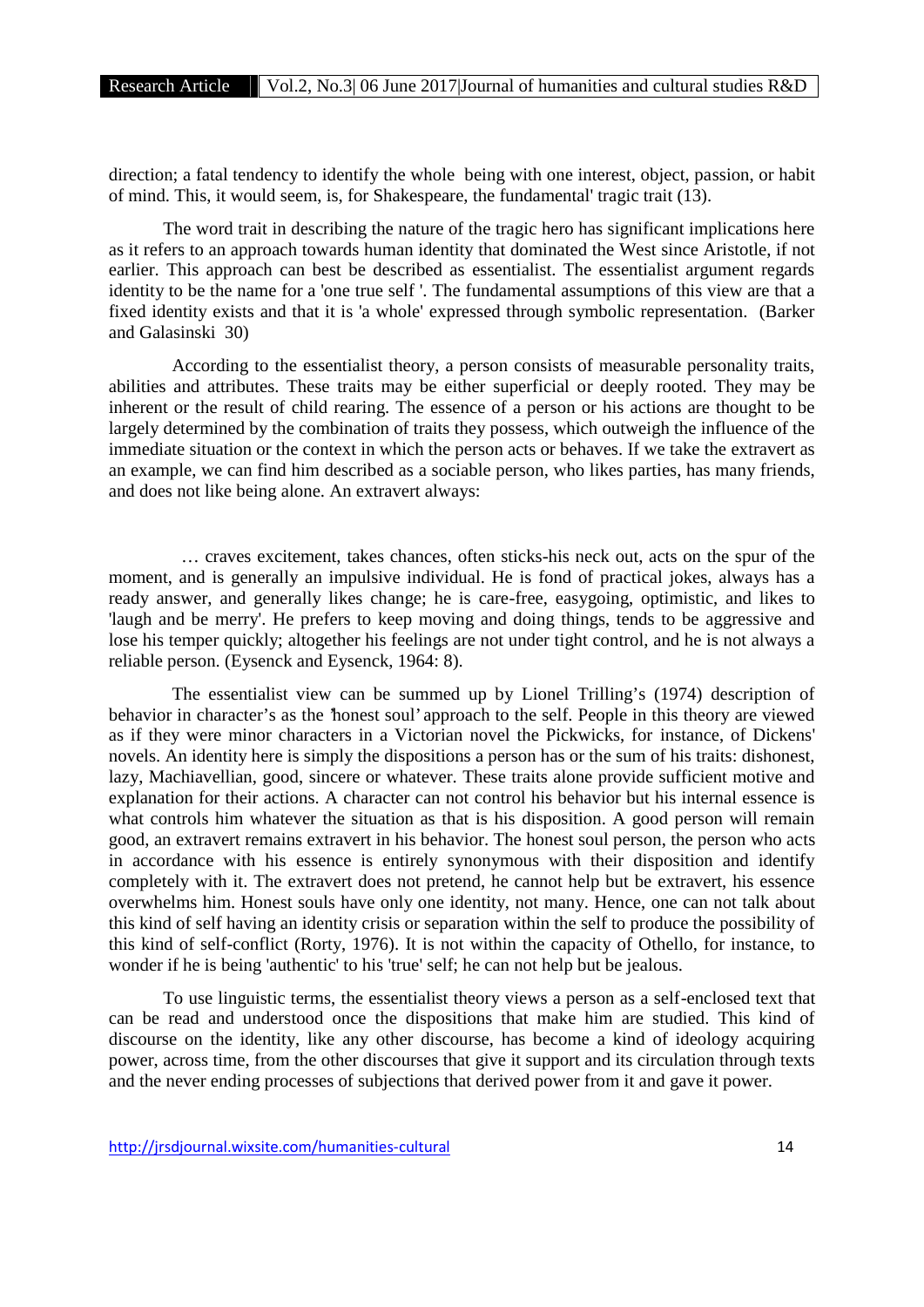direction; a fatal tendency to identify the whole being with one interest, object, passion, or habit of mind. This, it would seem, is, for Shakespeare, the fundamental' tragic trait (13).

The word trait in describing the nature of the tragic hero has significant implications here as it refers to an approach towards human identity that dominated the West since Aristotle, if not earlier. This approach can best be described as essentialist. The essentialist argument regards identity to be the name for a 'one true self '. The fundamental assumptions of this view are that a fixed identity exists and that it is 'a whole' expressed through symbolic representation. (Barker and Galasinski 30)

According to the essentialist theory, a person consists of measurable personality traits, abilities and attributes. These traits may be either superficial or deeply rooted. They may be inherent or the result of child rearing. The essence of a person or his actions are thought to be largely determined by the combination of traits they possess, which outweigh the influence of the immediate situation or the context in which the person acts or behaves. If we take the extravert as an example, we can find him described as a sociable person, who likes parties, has many friends, and does not like being alone. An extravert always:

> … craves excitement, takes chances, often sticks-his neck out, acts on the spur of the moment, and is generally an impulsive individual. He is fond of practical jokes, always has a ready answer, and generally likes change; he is care-free, easygoing, optimistic, and likes to 'laugh and be merry'. He prefers to keep moving and doing things, tends to be aggressive and lose his temper quickly; altogether his feelings are not under tight control, and he is not always a reliable person. (Eysenck and Eysenck, 1964: 8).

The essentialist view can be summed up by Lionel Trilling's (1974) description of behavior in character's as the 'honest soul' approach to the self. People in this theory are viewed as if they were minor characters in a Victorian novel the Pickwicks, for instance, of Dickens' novels. An identity here is simply the dispositions a person has or the sum of his traits: dishonest, lazy, Machiavellian, good, sincere or whatever. These traits alone provide sufficient motive and explanation for their actions. A character can not control his behavior but his internal essence is what controls him whatever the situation as that is his disposition. A good person will remain good, an extravert remains extravert in his behavior. The honest soul person, the person who acts in accordance with his essence is entirely synonymous with their disposition and identify completely with it. The extravert does not pretend, he cannot help but be extravert, his essence overwhelms him. Honest souls have only one identity, not many. Hence, one can not talk about this kind of self having an identity crisis or separation within the self to produce the possibility of this kind of self-conflict (Rorty, 1976). It is not within the capacity of Othello, for instance, to wonder if he is being 'authentic' to his 'true' self; he can not help but be jealous.

To use linguistic terms, the essentialist theory views a person as a self-enclosed text that can be read and understood once the dispositions that make him are studied. This kind of discourse on the identity, like any other discourse, has become a kind of ideology acquiring power, across time, from the other discourses that give it support and its circulation through texts and the never ending processes of subjections that derived power from it and gave it power.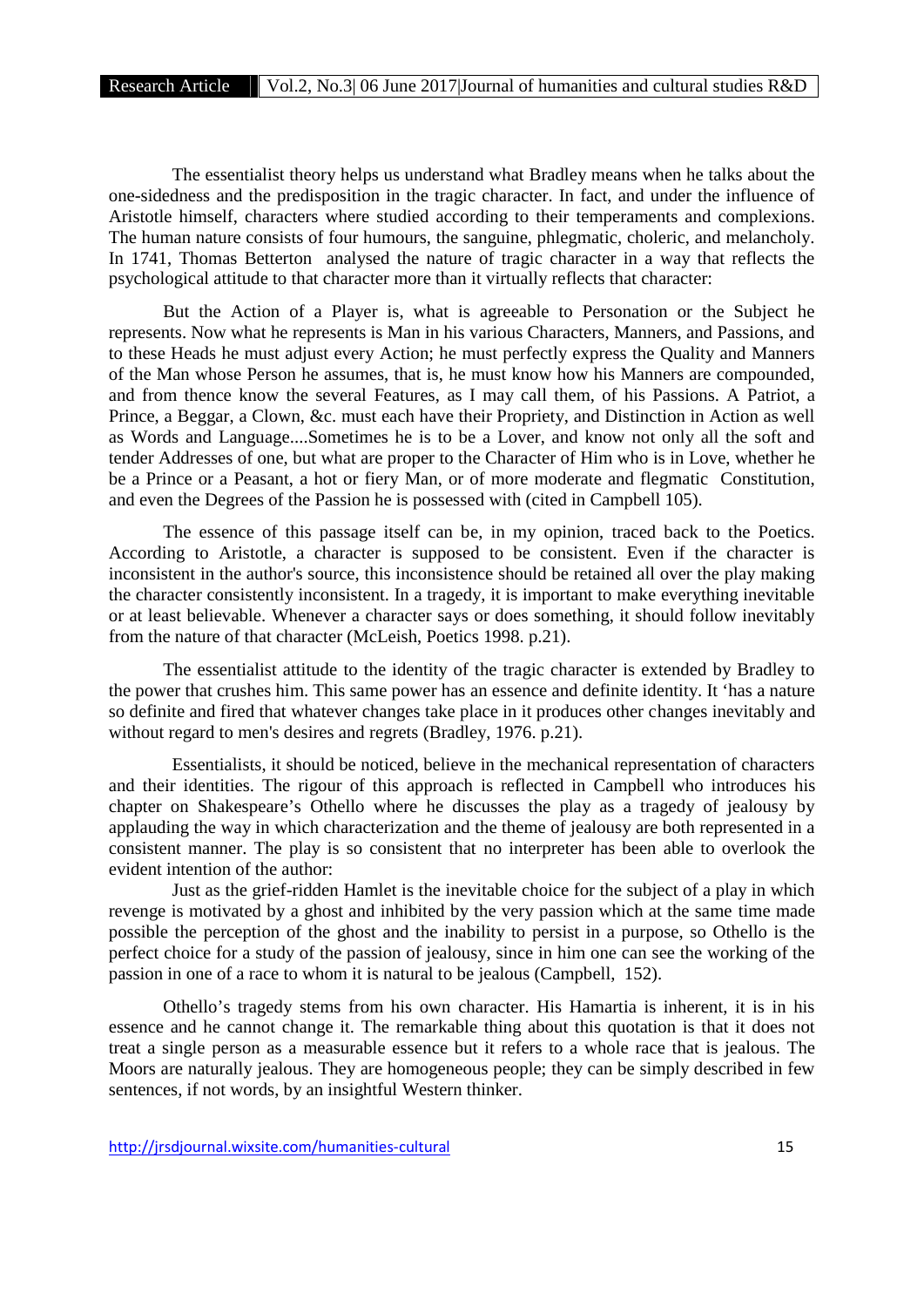The essentialist theory helps us understand what Bradley means when he talks about the one-sidedness and the predisposition in the tragic character. In fact, and under the influence of Aristotle himself, characters where studied according to their temperaments and complexions. The human nature consists of four humours, the sanguine, phlegmatic, choleric, and melancholy. In 1741, Thomas Betterton analysed the nature of tragic character in a way that reflects the psychological attitude to that character more than it virtually reflects that character:

> But the Action of a Player is, what is agreeable to Personation or the Subject he represents. Now what he represents is Man in his various Characters, Manners, and Passions, and to these Heads he must adjust every Action; he must perfectly express the Quality and Manners of the Man whose Person he assumes, that is, he must know how his Manners are compounded, and from thence know the several Features, as I may call them, of his Passions. A Patriot, a Prince, a Beggar, a Clown, &c. must each have their Propriety, and Distinction in Action as well as Words and Language....Sometimes he is to be a Lover, and know not only all the soft and tender Addresses of one, but what are proper to the Character of Him who is in Love, whether he be a Prince or a Peasant, a hot or fiery Man, or of more moderate and flegmatic Constitution, and even the Degrees of the Passion he is possessed with (cited in Campbell 105).

The essence of this passage itself can be, in my opinion, traced back to the Poetics. According to Aristotle, a character is supposed to be consistent. Even if the character is inconsistent in the author's source, this inconsistence should be retained all over the play making the character consistently inconsistent. In a tragedy, it is important to make everything inevitable or at least believable. Whenever a character says or does something, it should follow inevitably from the nature of that character (McLeish, Poetics 1998. p.21).

The essentialist attitude to the identity of the tragic character is extended by Bradley to the power that crushes him. This same power has an essence and definite identity. It 'has a nature so definite and fired that whatever changes take place in it produces other changes inevitably and without regard to men's desires and regrets (Bradley, 1976. p.21).

Essentialists, it should be noticed, believe in the mechanical representation of characters and their identities. The rigour of this approach is reflected in Campbell who introduces his chapter on Shakespeare's Othello where he discusses the play as a tragedy of jealousy by applauding the way in which characterization and the theme of jealousy are both represented in a consistent manner. The play is so consistent that no interpreter has been able to overlook the evident intention of the author:

> Just as the grief-ridden Hamlet is the inevitable choice for the subject of a play in which revenge is motivated by a ghost and inhibited by the very passion which at the same time made possible the perception of the ghost and the inability to persist in a purpose, so Othello is the perfect choice for a study of the passion of jealousy, since in him one can see the working of the passion in one of a race to whom it is natural to be jealous (Campbell, 152).

Othello's tragedy stems from his own character. His Hamartia is inherent, it is in his essence and he cannot change it. The remarkable thing about this quotation is that it does not treat a single person as a measurable essence but it refers to a whole race that is jealous. The Moors are naturally jealous. They are homogeneous people; they can be simply described in few sentences, if not words, by an insightful Western thinker.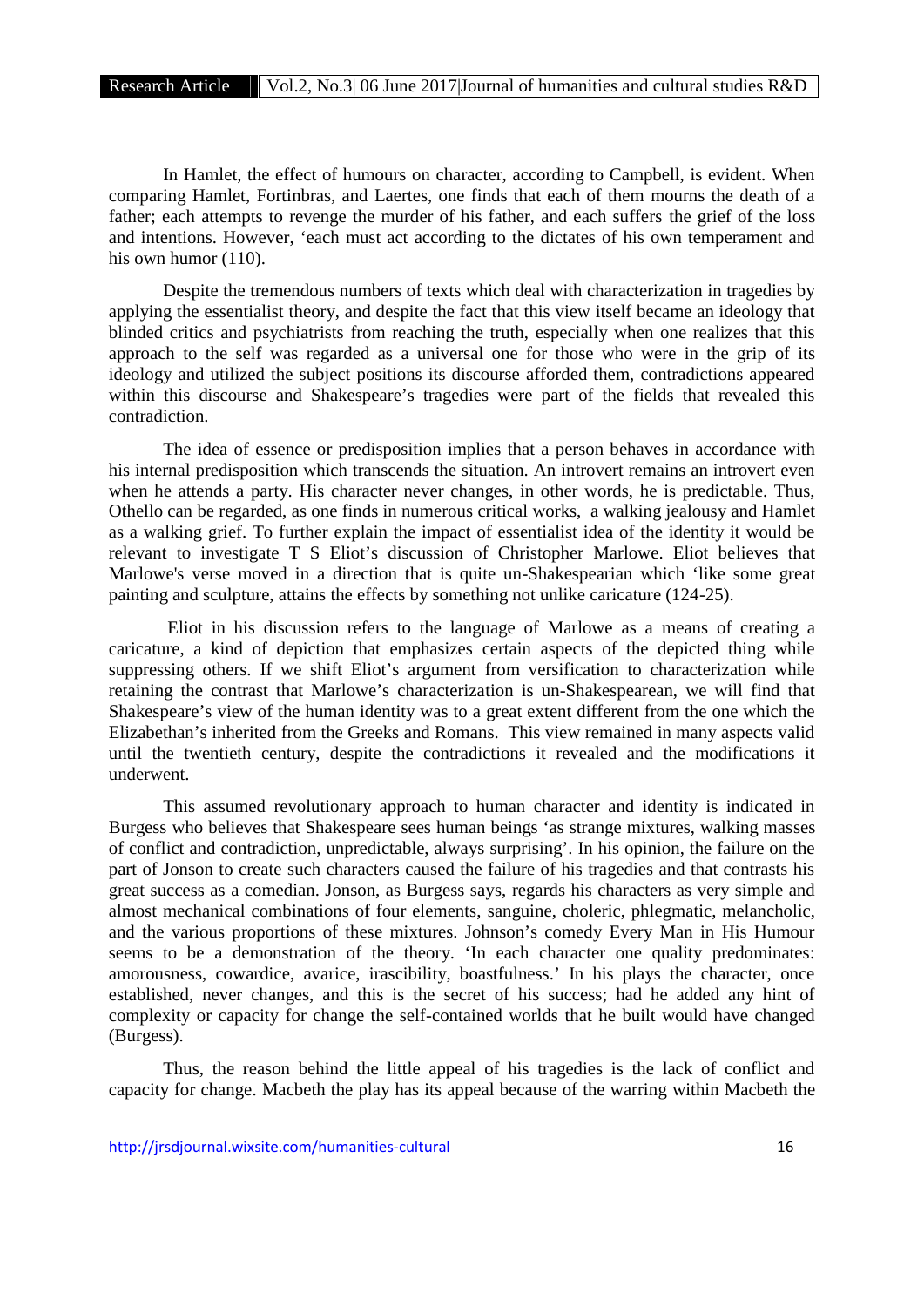In Hamlet, the effect of humours on character, according to Campbell, is evident. When comparing Hamlet, Fortinbras, and Laertes, one finds that each of them mourns the death of a father; each attempts to revenge the murder of his father, and each suffers the grief of the loss and intentions. However, 'each must act according to the dictates of his own temperament and his own humor (110).

Despite the tremendous numbers of texts which deal with characterization in tragedies by applying the essentialist theory, and despite the fact that this view itself became an ideology that blinded critics and psychiatrists from reaching the truth, especially when one realizes that this approach to the self was regarded as a universal one for those who were in the grip of its ideology and utilized the subject positions its discourse afforded them, contradictions appeared within this discourse and Shakespeare's tragedies were part of the fields that revealed this contradiction.

The idea of essence or predisposition implies that a person behaves in accordance with his internal predisposition which transcends the situation. An introvert remains an introvert even when he attends a party. His character never changes, in other words, he is predictable. Thus, Othello can be regarded, as one finds in numerous critical works, a walking jealousy and Hamlet as a walking grief. To further explain the impact of essentialist idea of the identity it would be relevant to investigate T S Eliot's discussion of Christopher Marlowe. Eliot believes that Marlowe's verse moved in a direction that is quite un-Shakespearian which 'like some great painting and sculpture, attains the effects by something not unlike caricature (124-25).

Eliot in his discussion refers to the language of Marlowe as a means of creating a caricature, a kind of depiction that emphasizes certain aspects of the depicted thing while suppressing others. If we shift Eliot's argument from versification to characterization while retaining the contrast that Marlowe's characterization is un-Shakespearean, we will find that Shakespeare's view of the human identity was to a great extent different from the one which the Elizabethan's inherited from the Greeks and Romans. This view remained in many aspects valid until the twentieth century, despite the contradictions it revealed and the modifications it underwent.

This assumed revolutionary approach to human character and identity is indicated in Burgess who believes that Shakespeare sees human beings 'as strange mixtures, walking masses of conflict and contradiction, unpredictable, always surprising'. In his opinion, the failure on the part of Jonson to create such characters caused the failure of his tragedies and that contrasts his great success as a comedian. Jonson, as Burgess says, regards his characters as very simple and almost mechanical combinations of four elements, sanguine, choleric, phlegmatic, melancholic, and the various proportions of these mixtures. Johnson's comedy Every Man in His Humour seems to be a demonstration of the theory. 'In each character one quality predominates: amorousness, cowardice, avarice, irascibility, boastfulness.' In his plays the character, once established, never changes, and this is the secret of his success; had he added any hint of complexity or capacity for change the self-contained worlds that he built would have changed (Burgess).

Thus, the reason behind the little appeal of his tragedies is the lack of conflict and capacity for change. Macbeth the play has its appeal because of the warring within Macbeth the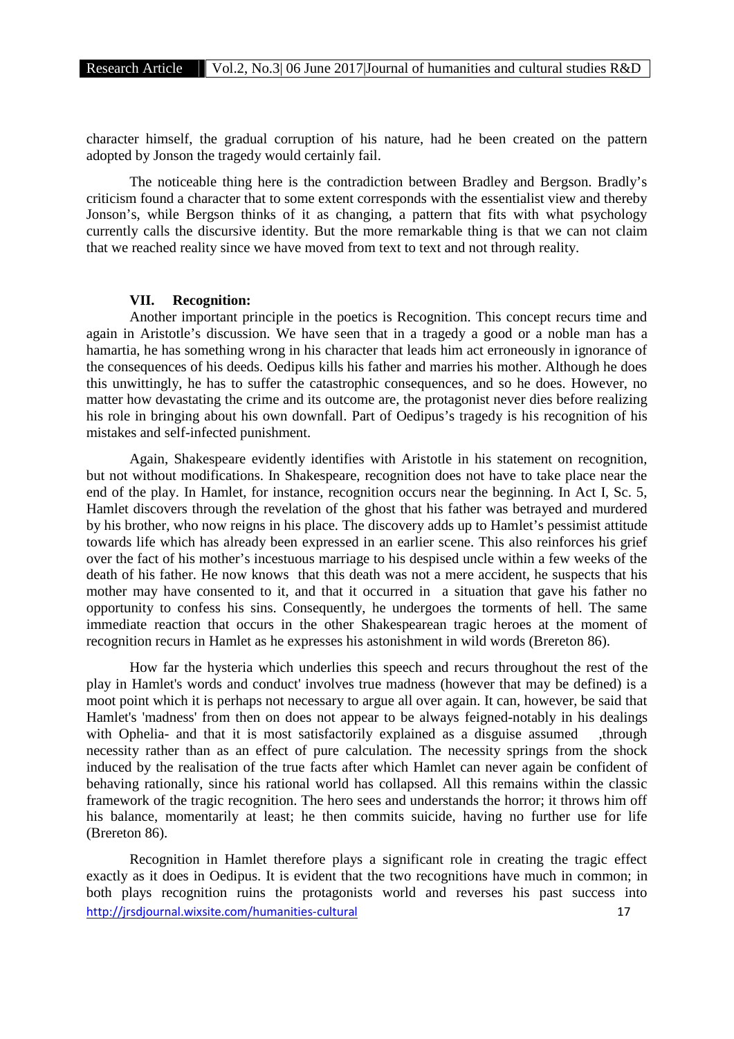character himself, the gradual corruption of his nature, had he been created on the pattern adopted by Jonson the tragedy would certainly fail.

The noticeable thing here is the contradiction between Bradley and Bergson. Bradly's criticism found a character that to some extent corresponds with the essentialist view and thereby Jonson's, while Bergson thinks of it as changing, a pattern that fits with what psychology currently calls the discursive identity. But the more remarkable thing is that we can not claim that we reached reality since we have moved from text to text and not through reality.

### VII. Recognition:

Another important principle in the poetics is Recognition. This concept recurs time and again in Aristotle's discussion. We have seen that in a tragedy a good or a noble man has a hamartia, he has something wrong in his character that leads him act erroneously in ignorance of the consequences of his deeds. Oedipus kills his father and marries his mother. Although he does this unwittingly, he has to suffer the catastrophic consequences, and so he does. However, no matter how devastating the crime and its outcome are, the protagonist never dies before realizing his role in bringing about his own downfall. Part of Oedipus's tragedy is his recognition of his mistakes and self-infected punishment.

Again, Shakespeare evidently identifies with Aristotle in his statement on recognition, but not without modifications. In Shakespeare, recognition does not have to take place near the end of the play. In Hamlet, for instance, recognition occurs near the beginning. In Act I, Sc. 5, Hamlet discovers through the revelation of the ghost that his father was betrayed and murdered by his brother, who now reigns in his place. The discovery adds up to Hamlet's pessimist attitude towards life which has already been expressed in an earlier scene. This also reinforces his grief over the fact of his mother's incestuous marriage to his despised uncle within a few weeks of the death of his father. He now knows that this death was not a mere accident, he suspects that his mother may have consented to it, and that it occurred in a situation that gave his father no opportunity to confess his sins. Consequently, he undergoes the torments of hell. The same immediate reaction that occurs in the other Shakespearean tragic heroes at the moment of recognition recurs in Hamlet as he expresses his astonishment in wild words (Brereton 86).

How far the hysteria which underlies this speech and recurs throughout the rest of the play in Hamlet's words and conduct' involves true madness (however that may be defined) is a moot point which it is perhaps not necessary to argue all over again. It can, however, be said that Hamlet's 'madness' from then on does not appear to be always feigned-notably in his dealings with Ophelia- and that it is most satisfactorily explained as a disguise assumed ,through necessity rather than as an effect of pure calculation. The necessity springs from the shock induced by the realisation of the true facts after which Hamlet can never again be confident of behaving rationally, since his rational world has collapsed. All this remains within the classic framework of the tragic recognition. The hero sees and understands the horror; it throws him off his balance, momentarily at least; he then commits suicide, having no further use for life (Brereton 86).

Recognition in Hamlet therefore plays a significant role in creating the tragic effect exactly as it does in Oedipus. It is evident that the two recognitions have much in common; in both plays recognition ruins the protagonists world and reverses his past success into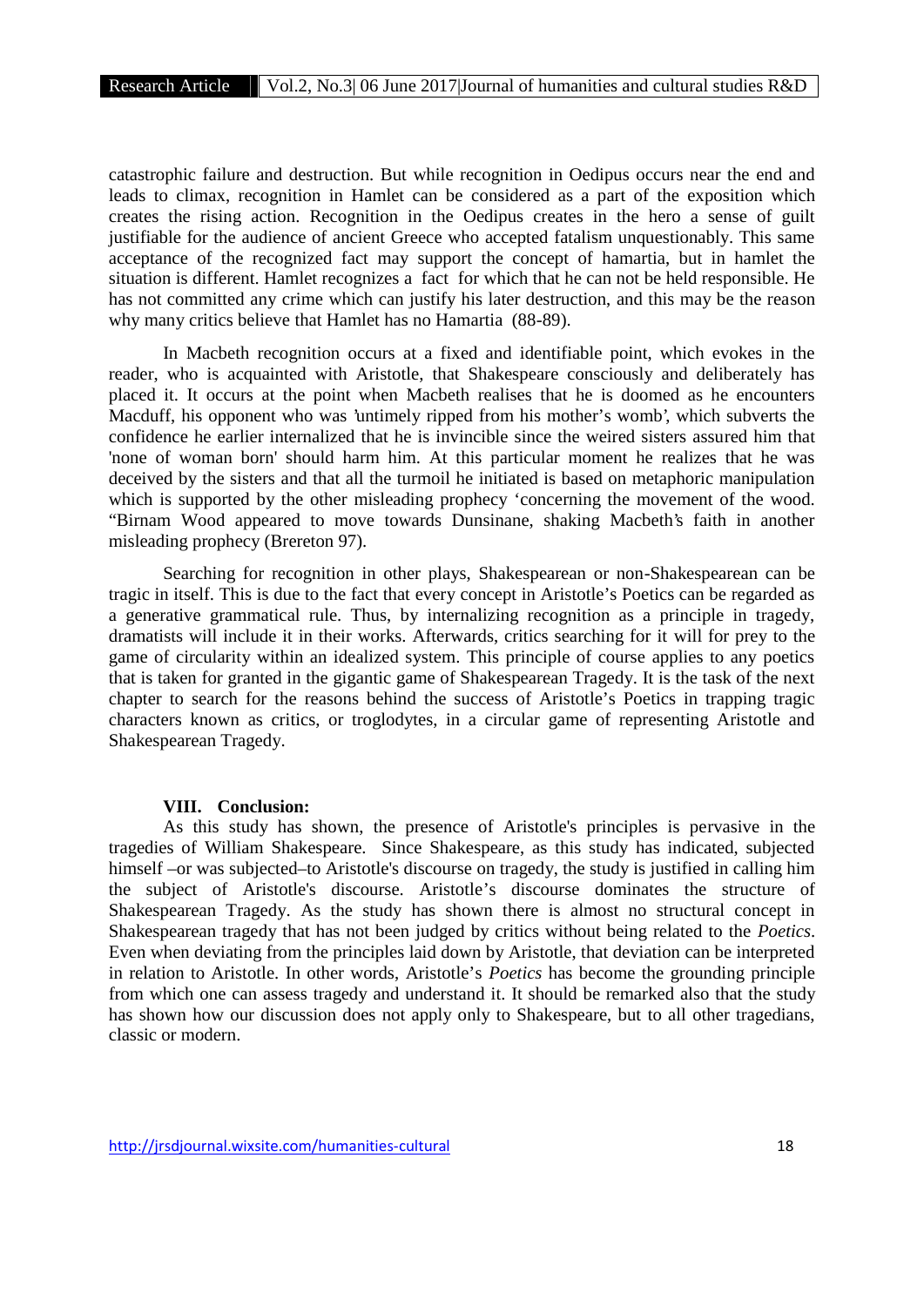catastrophic failure and destruction. But while recognition in Oedipus occurs near the end and leads to climax, recognition in Hamlet can be considered as a part of the exposition which creates the rising action. Recognition in the Oedipus creates in the hero a sense of guilt justifiable for the audience of ancient Greece who accepted fatalism unquestionably. This same acceptance of the recognized fact may support the concept of hamartia, but in hamlet the situation is different. Hamlet recognizes a fact for which that he can not be held responsible. He has not committed any crime which can justify his later destruction, and this may be the reason why many critics believe that Hamlet has no Hamartia (88-89).

In Macbeth recognition occurs at a fixed and identifiable point, which evokes in the reader, who is acquainted with Aristotle, that Shakespeare consciously and deliberately has placed it. It occurs at the point when Macbeth realises that he is doomed as he encounters Macduff, his opponent who was 'untimely ripped from his mother's womb', which subverts the confidence he earlier internalized that he is invincible since the weired sisters assured him that 'none of woman born' should harm him. At this particular moment he realizes that he was deceived by the sisters and that all the turmoil he initiated is based on metaphoric manipulation which is supported by the other misleading prophecy 'concerning the movement of the wood. "Birnam Wood appeared to move towards Dunsinane, shaking Macbeth's faith in another misleading prophecy (Brereton 97).

Searching for recognition in other plays, Shakespearean or non-Shakespearean can be tragic in itself. This is due to the fact that every concept in Aristotle's Poetics can be regarded as a generative grammatical rule. Thus, by internalizing recognition as a principle in tragedy, dramatists will include it in their works. Afterwards, critics searching for it will for prey to the game of circularity within an idealized system. This principle of course applies to any poetics that is taken for granted in the gigantic game of Shakespearean Tragedy. It is the task of the next chapter to search for the reasons behind the success of Aristotle's Poetics in trapping tragic characters known as critics, or troglodytes, in a circular game of representing Aristotle and Shakespearean Tragedy.

## VIII. Conclusion:

As this study has shown, the presence of Aristotle's principles is pervasive in the tragedies of William Shakespeare. Since Shakespeare, as this study has indicated, subjected himself –or was subjected–to Aristotle's discourse on tragedy, the study is justified in calling him the subject of Aristotle's discourse. Aristotle's discourse dominates the structure of Shakespearean Tragedy. As the study has shown there is almost no structural concept in Shakespearean tragedy that has not been judged by critics without being related to the *Poetics*. Even when deviating from the principles laid down by Aristotle, that deviation can be interpreted in relation to Aristotle. In other words, Aristotle's *Poetics* has become the grounding principle from which one can assess tragedy and understand it. It should be remarked also that the study has shown how our discussion does not apply only to Shakespeare, but to all other tragedians, classic or modern.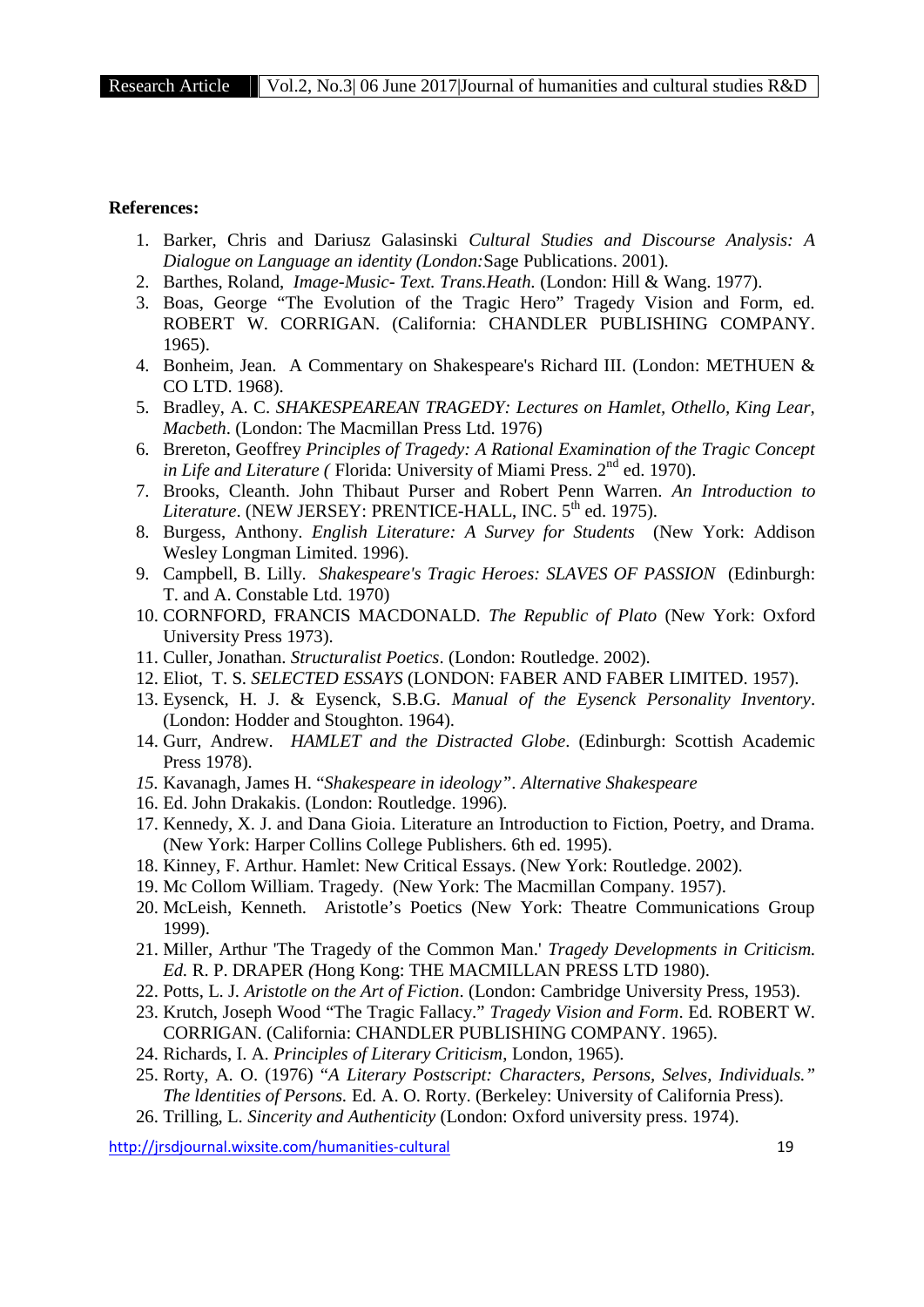**References:**

1. Barker, Chris and Dariusz Galasinski *Cultural Studies and Discourse Analysis: A Dialogue on Language an identity (London:*Sage Publications. 2001).
2. Barthes, Roland, *Image-Music- Text. Trans.Heath.* (London: Hill & Wang. 1977).
3. Boas, George "The Evolution of the Tragic Hero" Tragedy Vision and Form, ed. ROBERT W. CORRIGAN. (California: CHANDLER PUBLISHING COMPANY. 1965).
4. Bonheim, Jean. A Commentary on Shakespeare's Richard III. (London: METHUEN & CO LTD. 1968).
5. Bradley, A. C. *SHAKESPEAREAN TRAGEDY: Lectures on Hamlet, Othello, King Lear, Macbeth*. (London: The Macmillan Press Ltd. 1976)
6. Brereton, Geoffrey *Principles of Tragedy: A Rational Examination of the Tragic Concept in Life and Literature (* Florida: University of Miami Press. 2nd ed. 1970).
7. Brooks, Cleanth. John Thibaut Purser and Robert Penn Warren. *An Introduction to Literature*. (NEW JERSEY: PRENTICE-HALL, INC. 5th ed. 1975).
8. Burgess, Anthony. *English Literature: A Survey for Students* (New York: Addison Wesley Longman Limited. 1996).
9. Campbell, B. Lilly. *Shakespeare's Tragic Heroes: SLAVES OF PASSION* (Edinburgh: T. and A. Constable Ltd. 1970)
10. CORNFORD, FRANCIS MACDONALD. *The Republic of Plato* (New York: Oxford University Press 1973).
11. Culler, Jonathan. *Structuralist Poetics*. (London: Routledge. 2002).
12. Eliot, T. S. *SELECTED ESSAYS* (LONDON: FABER AND FABER LIMITED. 1957).
13. Eysenck, H. J. & Eysenck, S.B.G. *Manual of the Eysenck Personality Inventory*. (London: Hodder and Stoughton. 1964).
14. Gurr, Andrew. *HAMLET and the Distracted Globe*. (Edinburgh: Scottish Academic Press 1978).
15. Kavanagh, James H. "*Shakespeare in ideology". Alternative Shakespeare*
16. Ed. John Drakakis. (London: Routledge. 1996).
17. Kennedy, X. J. and Dana Gioia. Literature an Introduction to Fiction, Poetry, and Drama. (New York: Harper Collins College Publishers. 6th ed. 1995).
18. Kinney, F. Arthur. Hamlet: New Critical Essays. (New York: Routledge. 2002).
19. Mc Collom William. Tragedy. (New York: The Macmillan Company. 1957).
20. McLeish, Kenneth. Aristotle's Poetics (New York: Theatre Communications Group 1999).
21. Miller, Arthur 'The Tragedy of the Common Man.' *Tragedy Developments in Criticism. Ed.* R. P. DRAPER *(*Hong Kong: THE MACMILLAN PRESS LTD 1980).
22. Potts, L. J. *Aristotle on the Art of Fiction*. (London: Cambridge University Press, 1953).
23. Krutch, Joseph Wood "The Tragic Fallacy." *Tragedy Vision and Form*. Ed. ROBERT W. CORRIGAN. (California: CHANDLER PUBLISHING COMPANY. 1965).
24. Richards, I. A. *Principles of Literary Criticism*, London, 1965).
25. Rorty, A. O. (1976) "*A Literary Postscript: Characters, Persons, Selves, Individuals." The ldentities of Persons.* Ed. A. O. Rorty. (Berkeley: University of California Press).
26. Trilling, L. *Sincerity and Authenticity* (London: Oxford university press. 1974).

http://jrsdjournal.wixsite.com/humanities-cultural